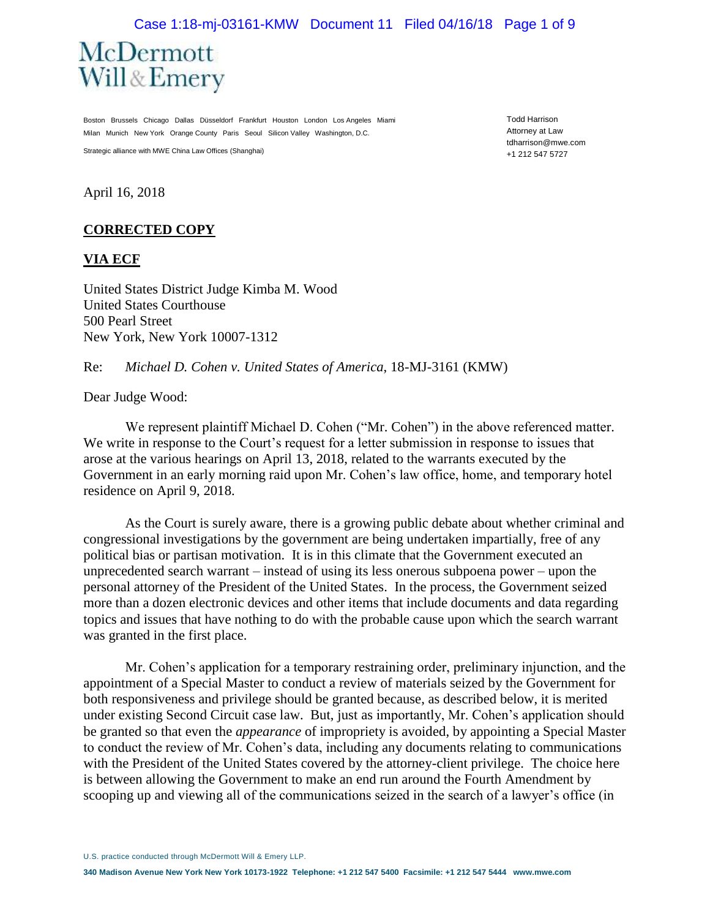McDermott
Will & Emery

Boston Brussels Chicago Dallas Düsseldorf Frankfurt Houston London Los Angeles Miami
Milan Munich New York Orange County Paris Seoul Silicon Valley Washington, D.C.

Strategic alliance with MWE China Law Offices (Shanghai)

Todd Harrison
Attorney at Law
tdharrison@mwe.com
+1 212 547 5727

April 16, 2018

**CORRECTED COPY**

**VIA ECF**

United States District Judge Kimba M. Wood
United States Courthouse
500 Pearl Street
New York, New York 10007-1312

Re: *Michael D. Cohen v. United States of America*, 18-MJ-3161 (KMW)

Dear Judge Wood:

We represent plaintiff Michael D. Cohen ("Mr. Cohen") in the above referenced matter. We write in response to the Court's request for a letter submission in response to issues that arose at the various hearings on April 13, 2018, related to the warrants executed by the Government in an early morning raid upon Mr. Cohen's law office, home, and temporary hotel residence on April 9, 2018.

As the Court is surely aware, there is a growing public debate about whether criminal and congressional investigations by the government are being undertaken impartially, free of any political bias or partisan motivation. It is in this climate that the Government executed an unprecedented search warrant – instead of using its less onerous subpoena power – upon the personal attorney of the President of the United States. In the process, the Government seized more than a dozen electronic devices and other items that include documents and data regarding topics and issues that have nothing to do with the probable cause upon which the search warrant was granted in the first place.

Mr. Cohen's application for a temporary restraining order, preliminary injunction, and the appointment of a Special Master to conduct a review of materials seized by the Government for both responsiveness and privilege should be granted because, as described below, it is merited under existing Second Circuit case law. But, just as importantly, Mr. Cohen's application should be granted so that even the *appearance* of impropriety is avoided, by appointing a Special Master to conduct the review of Mr. Cohen's data, including any documents relating to communications with the President of the United States covered by the attorney-client privilege. The choice here is between allowing the Government to make an end run around the Fourth Amendment by scooping up and viewing all of the communications seized in the search of a lawyer's office (in

U.S. practice conducted through McDermott Will & Emery LLP.

**340 Madison Avenue New York New York 10173-1922 Telephone: +1 212 547 5400 Facsimile: +1 212 547 5444 www.mwe.com**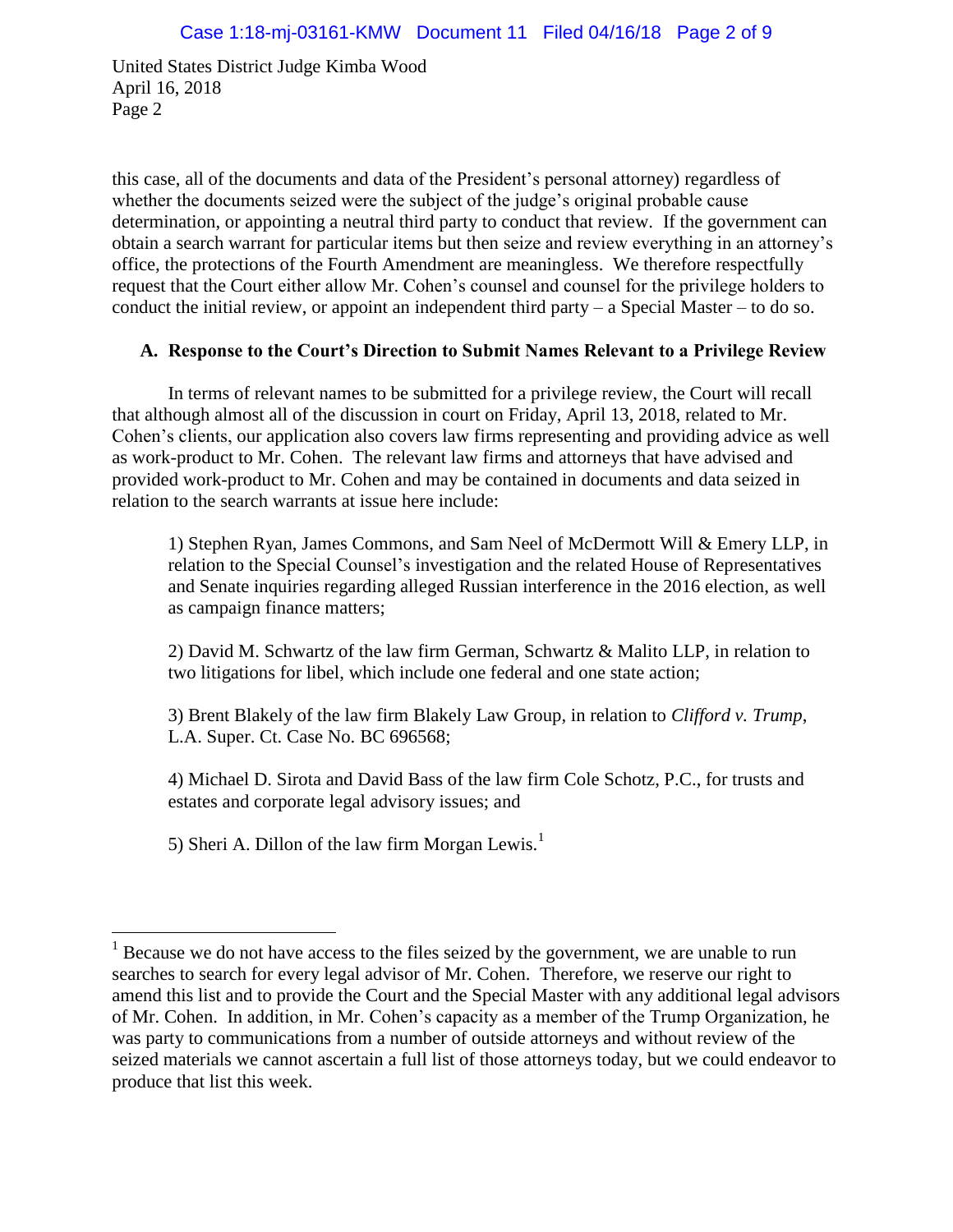this case, all of the documents and data of the President's personal attorney) regardless of whether the documents seized were the subject of the judge's original probable cause determination, or appointing a neutral third party to conduct that review. If the government can obtain a search warrant for particular items but then seize and review everything in an attorney's office, the protections of the Fourth Amendment are meaningless. We therefore respectfully request that the Court either allow Mr. Cohen's counsel and counsel for the privilege holders to conduct the initial review, or appoint an independent third party – a Special Master – to do so.

### A. Response to the Court's Direction to Submit Names Relevant to a Privilege Review

In terms of relevant names to be submitted for a privilege review, the Court will recall that although almost all of the discussion in court on Friday, April 13, 2018, related to Mr. Cohen's clients, our application also covers law firms representing and providing advice as well as work-product to Mr. Cohen. The relevant law firms and attorneys that have advised and provided work-product to Mr. Cohen and may be contained in documents and data seized in relation to the search warrants at issue here include:

1) Stephen Ryan, James Commons, and Sam Neel of McDermott Will & Emery LLP, in relation to the Special Counsel's investigation and the related House of Representatives and Senate inquiries regarding alleged Russian interference in the 2016 election, as well as campaign finance matters;

2) David M. Schwartz of the law firm German, Schwartz & Malito LLP, in relation to two litigations for libel, which include one federal and one state action;

3) Brent Blakely of the law firm Blakely Law Group, in relation to *Clifford v. Trump*, L.A. Super. Ct. Case No. BC 696568;

4) Michael D. Sirota and David Bass of the law firm Cole Schotz, P.C., for trusts and estates and corporate legal advisory issues; and

5) Sheri A. Dillon of the law firm Morgan Lewis.[1]

---

[1] Because we do not have access to the files seized by the government, we are unable to run searches to search for every legal advisor of Mr. Cohen. Therefore, we reserve our right to amend this list and to provide the Court and the Special Master with any additional legal advisors of Mr. Cohen. In addition, in Mr. Cohen's capacity as a member of the Trump Organization, he was party to communications from a number of outside attorneys and without review of the seized materials we cannot ascertain a full list of those attorneys today, but we could endeavor to produce that list this week.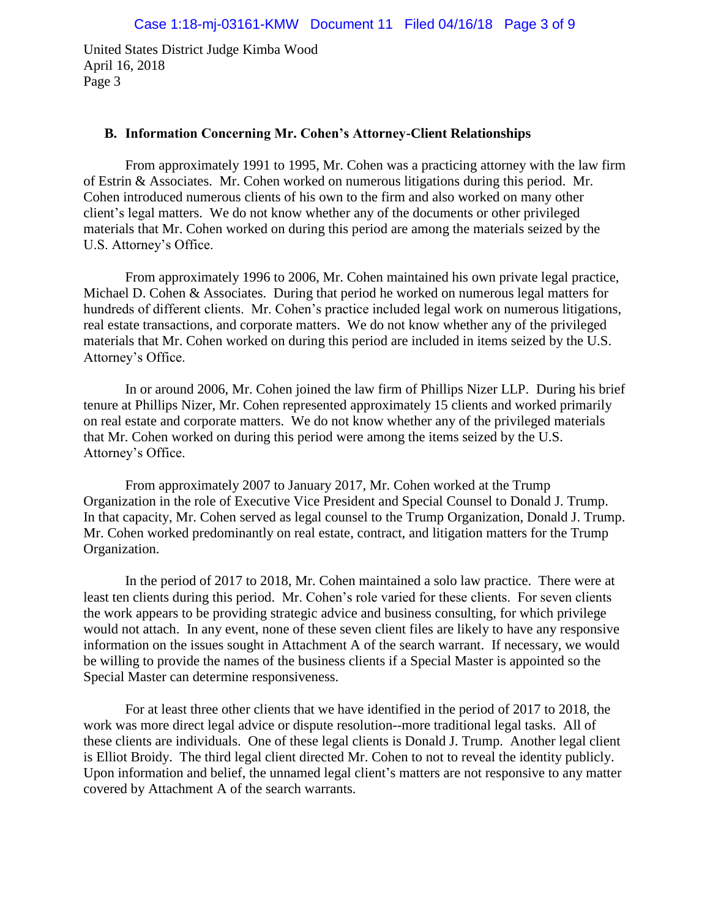United States District Judge Kimba Wood
April 16, 2018
Page 3

**B. Information Concerning Mr. Cohen's Attorney-Client Relationships**

From approximately 1991 to 1995, Mr. Cohen was a practicing attorney with the law firm of Estrin & Associates. Mr. Cohen worked on numerous litigations during this period. Mr. Cohen introduced numerous clients of his own to the firm and also worked on many other client's legal matters. We do not know whether any of the documents or other privileged materials that Mr. Cohen worked on during this period are among the materials seized by the U.S. Attorney's Office.

From approximately 1996 to 2006, Mr. Cohen maintained his own private legal practice, Michael D. Cohen & Associates. During that period he worked on numerous legal matters for hundreds of different clients. Mr. Cohen's practice included legal work on numerous litigations, real estate transactions, and corporate matters. We do not know whether any of the privileged materials that Mr. Cohen worked on during this period are included in items seized by the U.S. Attorney's Office.

In or around 2006, Mr. Cohen joined the law firm of Phillips Nizer LLP. During his brief tenure at Phillips Nizer, Mr. Cohen represented approximately 15 clients and worked primarily on real estate and corporate matters. We do not know whether any of the privileged materials that Mr. Cohen worked on during this period were among the items seized by the U.S. Attorney's Office.

From approximately 2007 to January 2017, Mr. Cohen worked at the Trump Organization in the role of Executive Vice President and Special Counsel to Donald J. Trump. In that capacity, Mr. Cohen served as legal counsel to the Trump Organization, Donald J. Trump. Mr. Cohen worked predominantly on real estate, contract, and litigation matters for the Trump Organization.

In the period of 2017 to 2018, Mr. Cohen maintained a solo law practice. There were at least ten clients during this period. Mr. Cohen's role varied for these clients. For seven clients the work appears to be providing strategic advice and business consulting, for which privilege would not attach. In any event, none of these seven client files are likely to have any responsive information on the issues sought in Attachment A of the search warrant. If necessary, we would be willing to provide the names of the business clients if a Special Master is appointed so the Special Master can determine responsiveness.

For at least three other clients that we have identified in the period of 2017 to 2018, the work was more direct legal advice or dispute resolution--more traditional legal tasks. All of these clients are individuals. One of these legal clients is Donald J. Trump. Another legal client is Elliot Broidy. The third legal client directed Mr. Cohen to not to reveal the identity publicly. Upon information and belief, the unnamed legal client's matters are not responsive to any matter covered by Attachment A of the search warrants.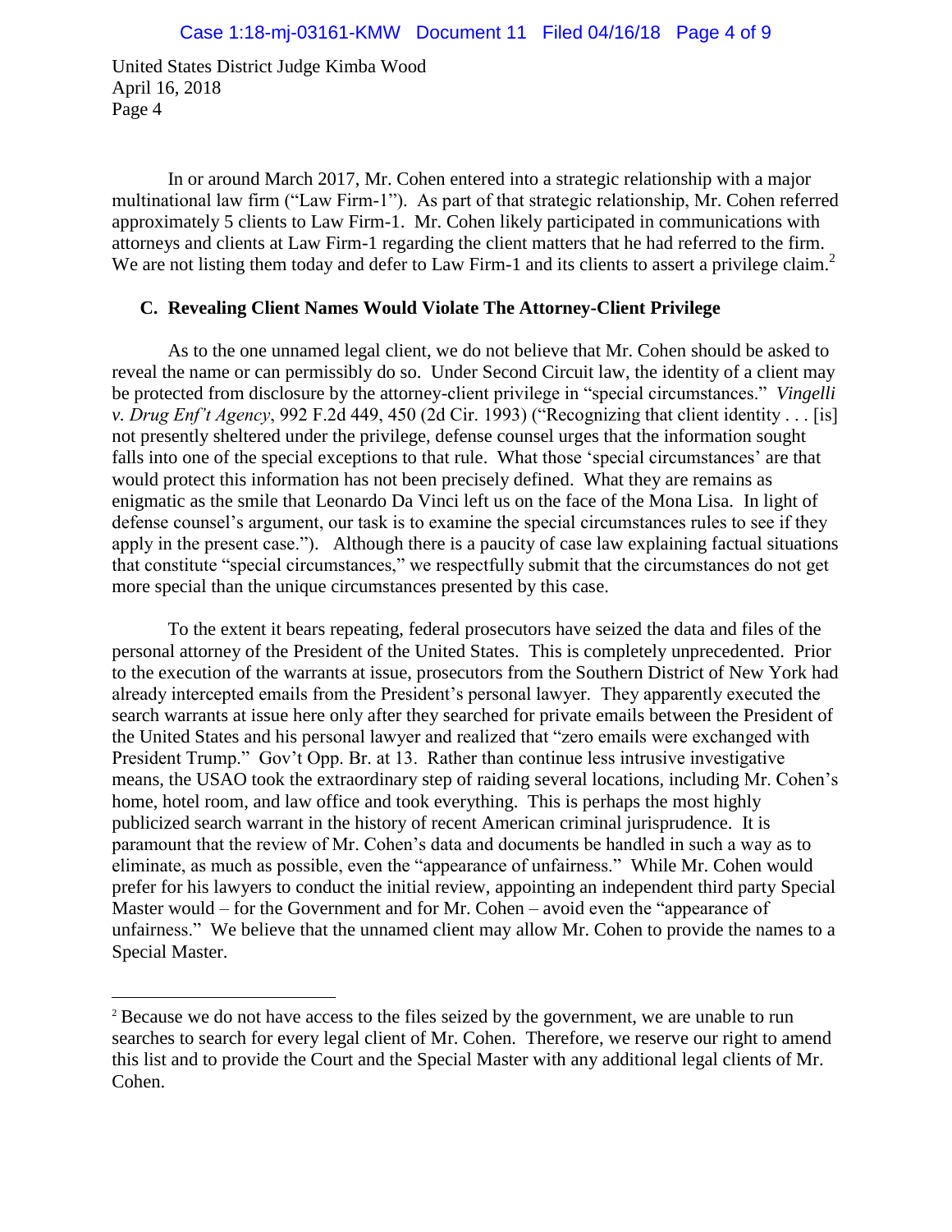United States District Judge Kimba Wood
April 16, 2018
Page 4

In or around March 2017, Mr. Cohen entered into a strategic relationship with a major multinational law firm ("Law Firm-1"). As part of that strategic relationship, Mr. Cohen referred approximately 5 clients to Law Firm-1. Mr. Cohen likely participated in communications with attorneys and clients at Law Firm-1 regarding the client matters that he had referred to the firm. We are not listing them today and defer to Law Firm-1 and its clients to assert a privilege claim.[2]

### C. Revealing Client Names Would Violate The Attorney-Client Privilege

As to the one unnamed legal client, we do not believe that Mr. Cohen should be asked to reveal the name or can permissibly do so. Under Second Circuit law, the identity of a client may be protected from disclosure by the attorney-client privilege in "special circumstances." *Vingelli v. Drug Enf't Agency*, 992 F.2d 449, 450 (2d Cir. 1993) ("Recognizing that client identity . . . [is] not presently sheltered under the privilege, defense counsel urges that the information sought falls into one of the special exceptions to that rule. What those 'special circumstances' are that would protect this information has not been precisely defined. What they are remains as enigmatic as the smile that Leonardo Da Vinci left us on the face of the Mona Lisa. In light of defense counsel's argument, our task is to examine the special circumstances rules to see if they apply in the present case."). Although there is a paucity of case law explaining factual situations that constitute "special circumstances," we respectfully submit that the circumstances do not get more special than the unique circumstances presented by this case.

To the extent it bears repeating, federal prosecutors have seized the data and files of the personal attorney of the President of the United States. This is completely unprecedented. Prior to the execution of the warrants at issue, prosecutors from the Southern District of New York had already intercepted emails from the President's personal lawyer. They apparently executed the search warrants at issue here only after they searched for private emails between the President of the United States and his personal lawyer and realized that "zero emails were exchanged with President Trump." Gov't Opp. Br. at 13. Rather than continue less intrusive investigative means, the USAO took the extraordinary step of raiding several locations, including Mr. Cohen's home, hotel room, and law office and took everything. This is perhaps the most highly publicized search warrant in the history of recent American criminal jurisprudence. It is paramount that the review of Mr. Cohen's data and documents be handled in such a way as to eliminate, as much as possible, even the "appearance of unfairness." While Mr. Cohen would prefer for his lawyers to conduct the initial review, appointing an independent third party Special Master would – for the Government and for Mr. Cohen – avoid even the "appearance of unfairness." We believe that the unnamed client may allow Mr. Cohen to provide the names to a Special Master.

---

[2] Because we do not have access to the files seized by the government, we are unable to run searches to search for every legal client of Mr. Cohen. Therefore, we reserve our right to amend this list and to provide the Court and the Special Master with any additional legal clients of Mr. Cohen.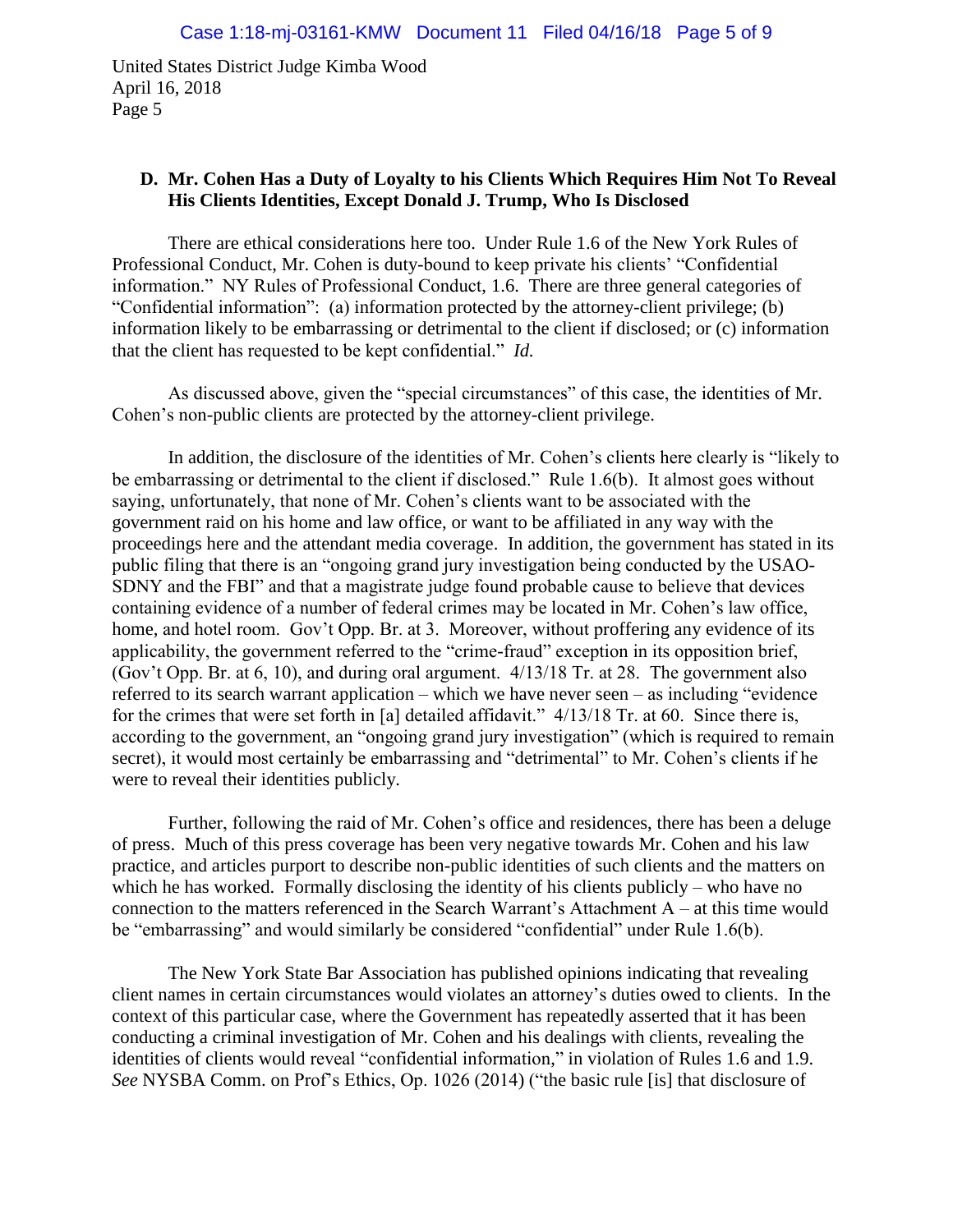United States District Judge Kimba Wood
April 16, 2018
Page 5

### D. Mr. Cohen Has a Duty of Loyalty to his Clients Which Requires Him Not To Reveal His Clients Identities, Except Donald J. Trump, Who Is Disclosed

There are ethical considerations here too. Under Rule 1.6 of the New York Rules of Professional Conduct, Mr. Cohen is duty-bound to keep private his clients' "Confidential information." NY Rules of Professional Conduct, 1.6. There are three general categories of "Confidential information": (a) information protected by the attorney-client privilege; (b) information likely to be embarrassing or detrimental to the client if disclosed; or (c) information that the client has requested to be kept confidential." *Id.*

As discussed above, given the "special circumstances" of this case, the identities of Mr. Cohen's non-public clients are protected by the attorney-client privilege.

In addition, the disclosure of the identities of Mr. Cohen's clients here clearly is "likely to be embarrassing or detrimental to the client if disclosed." Rule 1.6(b). It almost goes without saying, unfortunately, that none of Mr. Cohen's clients want to be associated with the government raid on his home and law office, or want to be affiliated in any way with the proceedings here and the attendant media coverage. In addition, the government has stated in its public filing that there is an "ongoing grand jury investigation being conducted by the USAO-SDNY and the FBI" and that a magistrate judge found probable cause to believe that devices containing evidence of a number of federal crimes may be located in Mr. Cohen's law office, home, and hotel room. Gov't Opp. Br. at 3. Moreover, without proffering any evidence of its applicability, the government referred to the "crime-fraud" exception in its opposition brief, (Gov't Opp. Br. at 6, 10), and during oral argument. 4/13/18 Tr. at 28. The government also referred to its search warrant application – which we have never seen – as including "evidence for the crimes that were set forth in [a] detailed affidavit." 4/13/18 Tr. at 60. Since there is, according to the government, an "ongoing grand jury investigation" (which is required to remain secret), it would most certainly be embarrassing and "detrimental" to Mr. Cohen's clients if he were to reveal their identities publicly.

Further, following the raid of Mr. Cohen's office and residences, there has been a deluge of press. Much of this press coverage has been very negative towards Mr. Cohen and his law practice, and articles purport to describe non-public identities of such clients and the matters on which he has worked. Formally disclosing the identity of his clients publicly – who have no connection to the matters referenced in the Search Warrant's Attachment A – at this time would be "embarrassing" and would similarly be considered "confidential" under Rule 1.6(b).

The New York State Bar Association has published opinions indicating that revealing client names in certain circumstances would violates an attorney's duties owed to clients. In the context of this particular case, where the Government has repeatedly asserted that it has been conducting a criminal investigation of Mr. Cohen and his dealings with clients, revealing the identities of clients would reveal "confidential information," in violation of Rules 1.6 and 1.9. *See* NYSBA Comm. on Prof's Ethics, Op. 1026 (2014) ("the basic rule [is] that disclosure of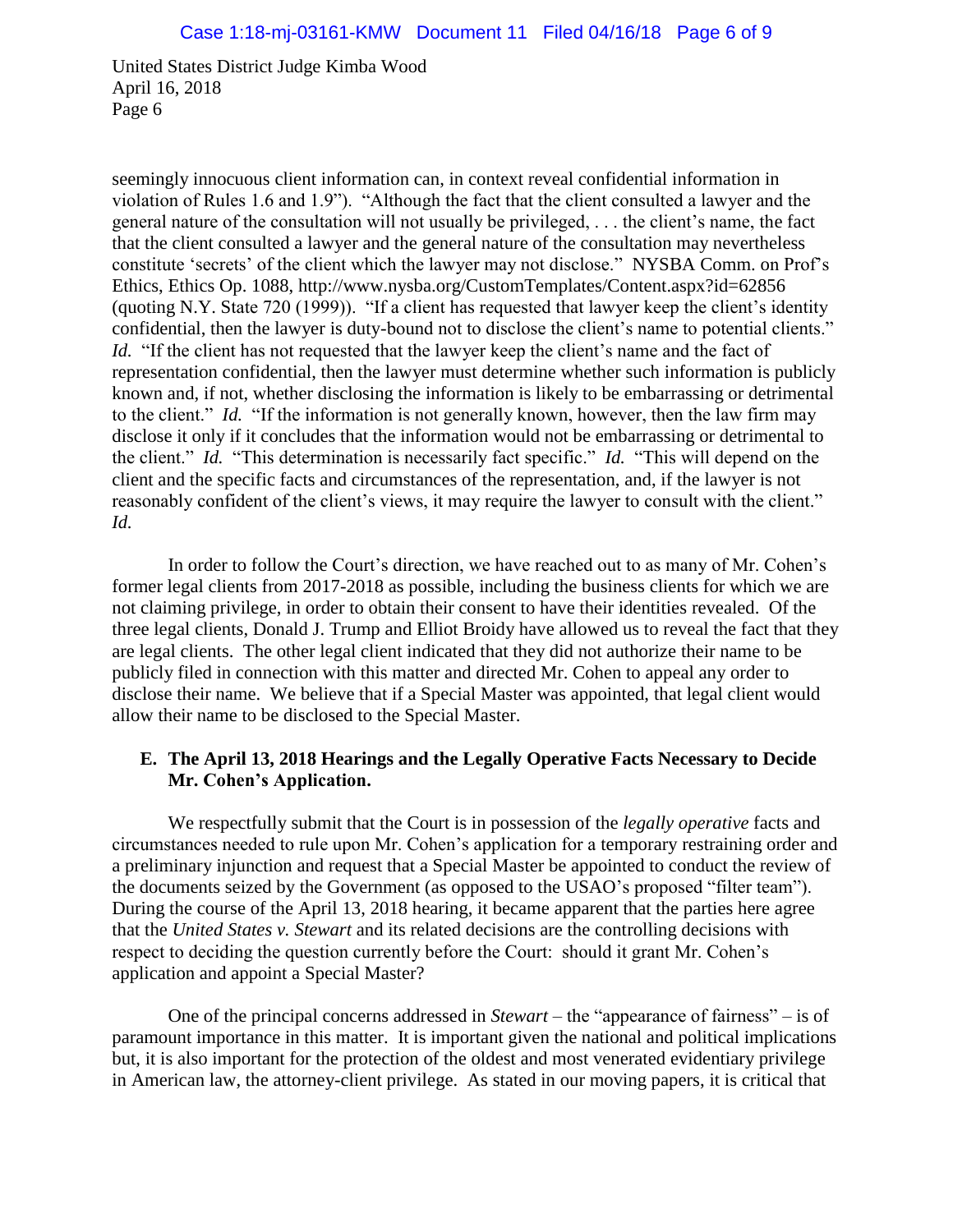seemingly innocuous client information can, in context reveal confidential information in violation of Rules 1.6 and 1.9"). "Although the fact that the client consulted a lawyer and the general nature of the consultation will not usually be privileged, . . . the client's name, the fact that the client consulted a lawyer and the general nature of the consultation may nevertheless constitute 'secrets' of the client which the lawyer may not disclose." NYSBA Comm. on Prof's Ethics, Ethics Op. 1088, http://www.nysba.org/CustomTemplates/Content.aspx?id=62856 (quoting N.Y. State 720 (1999)). "If a client has requested that lawyer keep the client's identity confidential, then the lawyer is duty-bound not to disclose the client's name to potential clients." *Id.* "If the client has not requested that the lawyer keep the client's name and the fact of representation confidential, then the lawyer must determine whether such information is publicly known and, if not, whether disclosing the information is likely to be embarrassing or detrimental to the client." *Id.* "If the information is not generally known, however, then the law firm may disclose it only if it concludes that the information would not be embarrassing or detrimental to the client." *Id.* "This determination is necessarily fact specific." *Id.* "This will depend on the client and the specific facts and circumstances of the representation, and, if the lawyer is not reasonably confident of the client's views, it may require the lawyer to consult with the client." *Id.*

In order to follow the Court's direction, we have reached out to as many of Mr. Cohen's former legal clients from 2017-2018 as possible, including the business clients for which we are not claiming privilege, in order to obtain their consent to have their identities revealed. Of the three legal clients, Donald J. Trump and Elliot Broidy have allowed us to reveal the fact that they are legal clients. The other legal client indicated that they did not authorize their name to be publicly filed in connection with this matter and directed Mr. Cohen to appeal any order to disclose their name. We believe that if a Special Master was appointed, that legal client would allow their name to be disclosed to the Special Master.

### E. The April 13, 2018 Hearings and the Legally Operative Facts Necessary to Decide Mr. Cohen's Application.

We respectfully submit that the Court is in possession of the *legally operative* facts and circumstances needed to rule upon Mr. Cohen's application for a temporary restraining order and a preliminary injunction and request that a Special Master be appointed to conduct the review of the documents seized by the Government (as opposed to the USAO's proposed "filter team"). During the course of the April 13, 2018 hearing, it became apparent that the parties here agree that the *United States v. Stewart* and its related decisions are the controlling decisions with respect to deciding the question currently before the Court: should it grant Mr. Cohen's application and appoint a Special Master?

One of the principal concerns addressed in *Stewart* – the "appearance of fairness" – is of paramount importance in this matter. It is important given the national and political implications but, it is also important for the protection of the oldest and most venerated evidentiary privilege in American law, the attorney-client privilege. As stated in our moving papers, it is critical that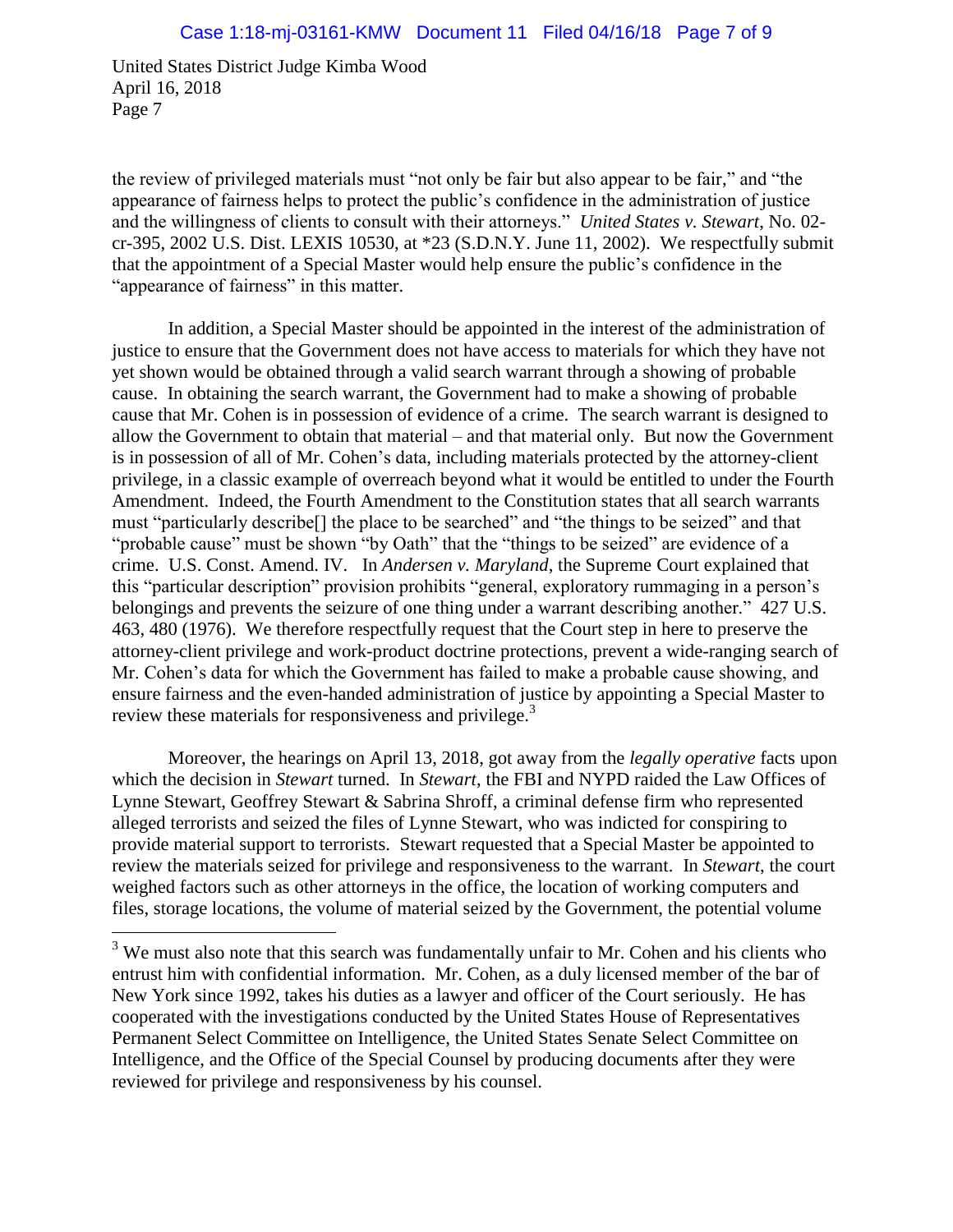United States District Judge Kimba Wood
April 16, 2018
Page 7

the review of privileged materials must "not only be fair but also appear to be fair," and "the appearance of fairness helps to protect the public's confidence in the administration of justice and the willingness of clients to consult with their attorneys." *United States v. Stewart*, No. 02-cr-395, 2002 U.S. Dist. LEXIS 10530, at *23 (S.D.N.Y. June 11, 2002). We respectfully submit that the appointment of a Special Master would help ensure the public's confidence in the "appearance of fairness" in this matter.

In addition, a Special Master should be appointed in the interest of the administration of justice to ensure that the Government does not have access to materials for which they have not yet shown would be obtained through a valid search warrant through a showing of probable cause. In obtaining the search warrant, the Government had to make a showing of probable cause that Mr. Cohen is in possession of evidence of a crime. The search warrant is designed to allow the Government to obtain that material – and that material only. But now the Government is in possession of all of Mr. Cohen's data, including materials protected by the attorney-client privilege, in a classic example of overreach beyond what it would be entitled to under the Fourth Amendment. Indeed, the Fourth Amendment to the Constitution states that all search warrants must "particularly describe[] the place to be searched" and "the things to be seized" and that "probable cause" must be shown "by Oath" that the "things to be seized" are evidence of a crime. U.S. Const. Amend. IV. In *Andersen v. Maryland*, the Supreme Court explained that this "particular description" provision prohibits "general, exploratory rummaging in a person's belongings and prevents the seizure of one thing under a warrant describing another." 427 U.S. 463, 480 (1976). We therefore respectfully request that the Court step in here to preserve the attorney-client privilege and work-product doctrine protections, prevent a wide-ranging search of Mr. Cohen's data for which the Government has failed to make a probable cause showing, and ensure fairness and the even-handed administration of justice by appointing a Special Master to review these materials for responsiveness and privilege.[3]

Moreover, the hearings on April 13, 2018, got away from the *legally operative* facts upon which the decision in *Stewart* turned. In *Stewart*, the FBI and NYPD raided the Law Offices of Lynne Stewart, Geoffrey Stewart & Sabrina Shroff, a criminal defense firm who represented alleged terrorists and seized the files of Lynne Stewart, who was indicted for conspiring to provide material support to terrorists. Stewart requested that a Special Master be appointed to review the materials seized for privilege and responsiveness to the warrant. In *Stewart*, the court weighed factors such as other attorneys in the office, the location of working computers and files, storage locations, the volume of material seized by the Government, the potential volume

[3] We must also note that this search was fundamentally unfair to Mr. Cohen and his clients who entrust him with confidential information. Mr. Cohen, as a duly licensed member of the bar of New York since 1992, takes his duties as a lawyer and officer of the Court seriously. He has cooperated with the investigations conducted by the United States House of Representatives Permanent Select Committee on Intelligence, the United States Senate Select Committee on Intelligence, and the Office of the Special Counsel by producing documents after they were reviewed for privilege and responsiveness by his counsel.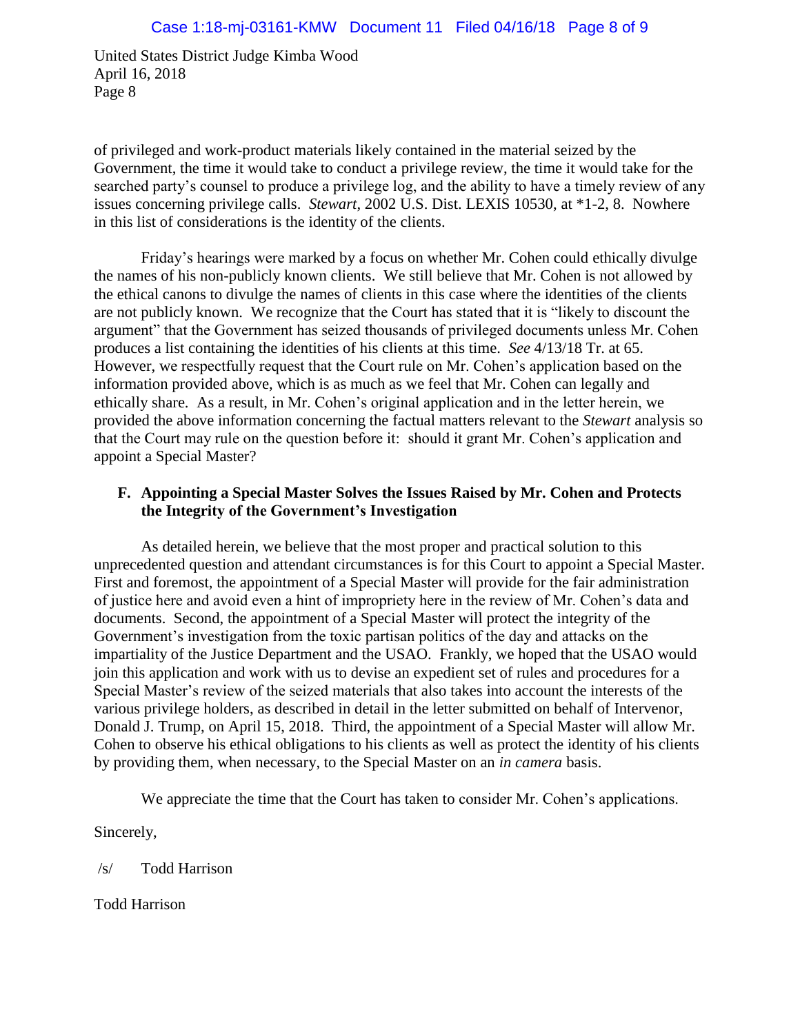United States District Judge Kimba Wood
April 16, 2018
Page 8

of privileged and work-product materials likely contained in the material seized by the Government, the time it would take to conduct a privilege review, the time it would take for the searched party's counsel to produce a privilege log, and the ability to have a timely review of any issues concerning privilege calls. *Stewart*, 2002 U.S. Dist. LEXIS 10530, at *1-2, 8. Nowhere in this list of considerations is the identity of the clients.

Friday's hearings were marked by a focus on whether Mr. Cohen could ethically divulge the names of his non-publicly known clients. We still believe that Mr. Cohen is not allowed by the ethical canons to divulge the names of clients in this case where the identities of the clients are not publicly known. We recognize that the Court has stated that it is "likely to discount the argument" that the Government has seized thousands of privileged documents unless Mr. Cohen produces a list containing the identities of his clients at this time. *See* 4/13/18 Tr. at 65. However, we respectfully request that the Court rule on Mr. Cohen's application based on the information provided above, which is as much as we feel that Mr. Cohen can legally and ethically share. As a result, in Mr. Cohen's original application and in the letter herein, we provided the above information concerning the factual matters relevant to the *Stewart* analysis so that the Court may rule on the question before it: should it grant Mr. Cohen's application and appoint a Special Master?

**F. Appointing a Special Master Solves the Issues Raised by Mr. Cohen and Protects the Integrity of the Government's Investigation**

As detailed herein, we believe that the most proper and practical solution to this unprecedented question and attendant circumstances is for this Court to appoint a Special Master. First and foremost, the appointment of a Special Master will provide for the fair administration of justice here and avoid even a hint of impropriety here in the review of Mr. Cohen's data and documents. Second, the appointment of a Special Master will protect the integrity of the Government's investigation from the toxic partisan politics of the day and attacks on the impartiality of the Justice Department and the USAO. Frankly, we hoped that the USAO would join this application and work with us to devise an expedient set of rules and procedures for a Special Master's review of the seized materials that also takes into account the interests of the various privilege holders, as described in detail in the letter submitted on behalf of Intervenor, Donald J. Trump, on April 15, 2018. Third, the appointment of a Special Master will allow Mr. Cohen to observe his ethical obligations to his clients as well as protect the identity of his clients by providing them, when necessary, to the Special Master on an *in camera* basis.

We appreciate the time that the Court has taken to consider Mr. Cohen's applications.

Sincerely,

/s/ Todd Harrison

Todd Harrison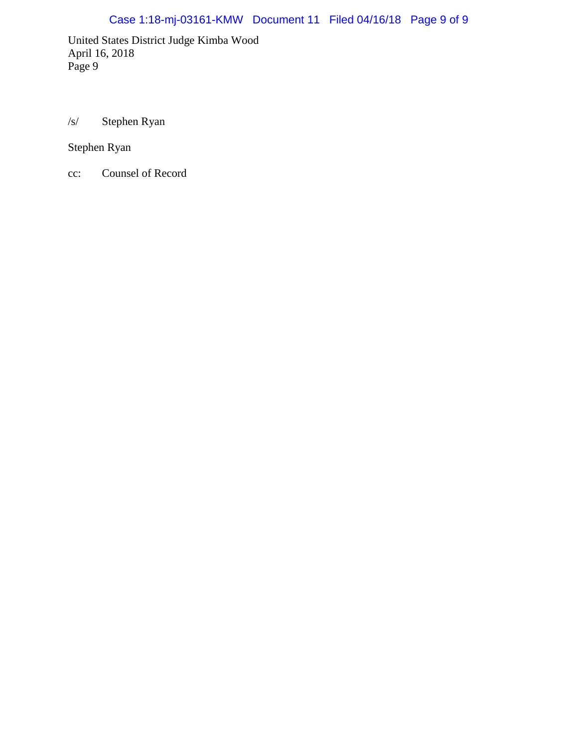/s/ Stephen Ryan

Stephen Ryan

cc: Counsel of Record